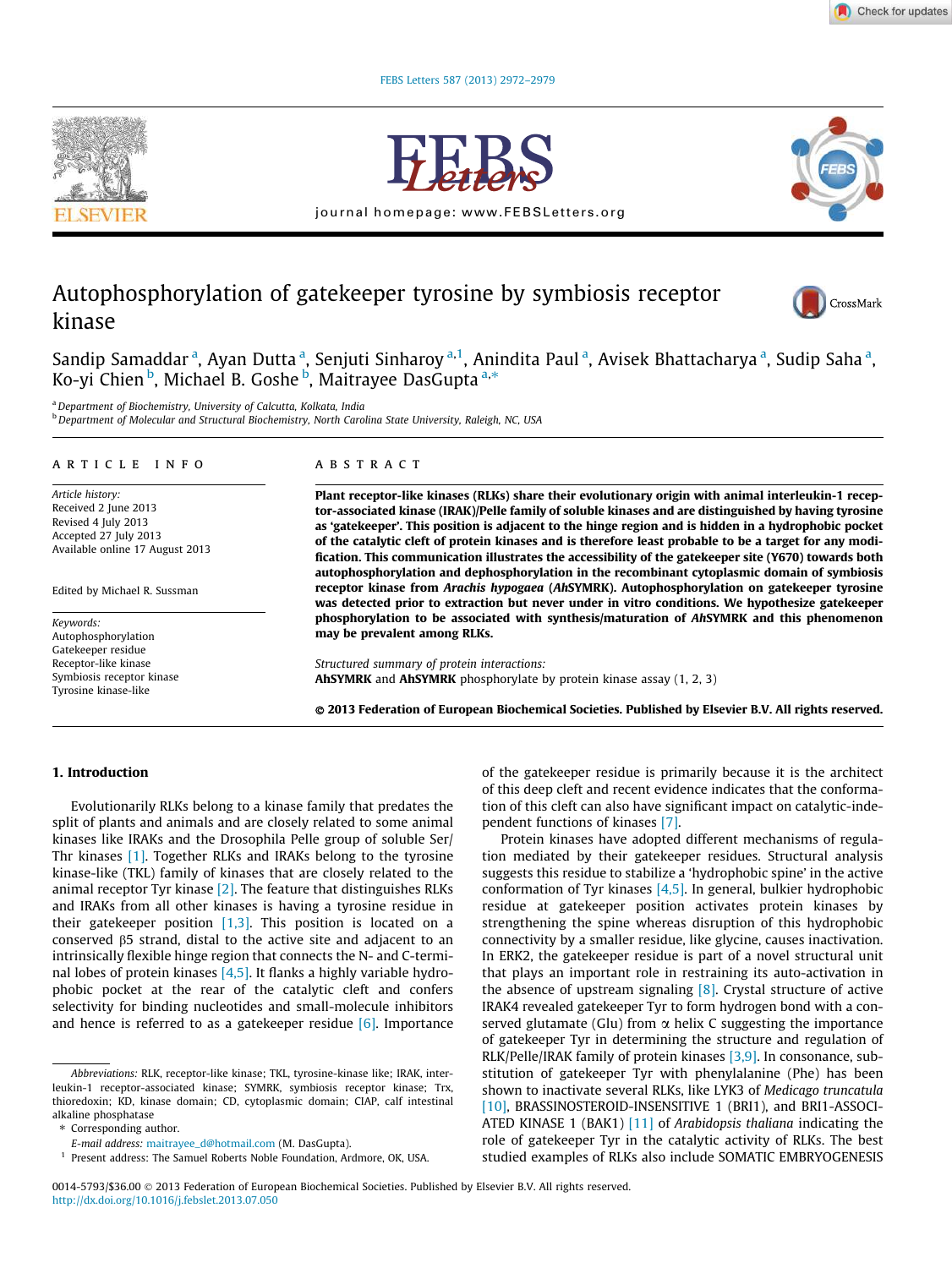# Autophosphorylation of gatekeeper tyrosine by symbiosis receptor kinase

Sandip Samaddar [a], Ayan Dutta [a], Senjuti Sinharoy [a,1], Anindita Paul [a], Avisek Bhattacharya [a], Sudip Saha [a], Ko-yi Chien [b], Michael B. Goshe [b], Maitrayee DasGupta [a,*]

[a] Department of Biochemistry, University of Calcutta, Kolkata, India
[b] Department of Molecular and Structural Biochemistry, North Carolina State University, Raleigh, NC, USA

## ARTICLE INFO

*Article history:*
Received 2 June 2013
Revised 4 July 2013
Accepted 27 July 2013
Available online 17 August 2013

Edited by Michael R. Sussman

*Keywords:*
Autophosphorylation
Gatekeeper residue
Receptor-like kinase
Symbiosis receptor kinase
Tyrosine kinase-like

## ABSTRACT

**Plant receptor-like kinases (RLKs) share their evolutionary origin with animal interleukin-1 receptor-associated kinase (IRAK)/Pelle family of soluble kinases and are distinguished by having tyrosine as 'gatekeeper'. This position is adjacent to the hinge region and is hidden in a hydrophobic pocket of the catalytic cleft of protein kinases and is therefore least probable to be a target for any modification. This communication illustrates the accessibility of the gatekeeper site (Y670) towards both autophosphorylation and dephosphorylation in the recombinant cytoplasmic domain of symbiosis receptor kinase from *Arachis hypogaea* (*Ah*SYMRK). Autophosphorylation on gatekeeper tyrosine was detected prior to extraction but never under in vitro conditions. We hypothesize gatekeeper phosphorylation to be associated with synthesis/maturation of *Ah*SYMRK and this phenomenon may be prevalent among RLKs.**

*Structured summary of protein interactions:*
**AhSYMRK** and **AhSYMRK** phosphorylate by protein kinase assay (1, 2, 3)

**© 2013 Federation of European Biochemical Societies. Published by Elsevier B.V. All rights reserved.**

## 1. Introduction

Evolutionarily RLKs belong to a kinase family that predates the split of plants and animals and are closely related to some animal kinases like IRAKs and the Drosophila Pelle group of soluble Ser/Thr kinases [1]. Together RLKs and IRAKs belong to the tyrosine kinase-like (TKL) family of kinases that are closely related to the animal receptor Tyr kinase [2]. The feature that distinguishes RLKs and IRAKs from all other kinases is having a tyrosine residue in their gatekeeper position [1,3]. This position is located on a conserved β5 strand, distal to the active site and adjacent to an intrinsically flexible hinge region that connects the N- and C-terminal lobes of protein kinases [4,5]. It flanks a highly variable hydrophobic pocket at the rear of the catalytic cleft and confers selectivity for binding nucleotides and small-molecule inhibitors and hence is referred to as a gatekeeper residue [6]. Importance of the gatekeeper residue is primarily because it is the architect of this deep cleft and recent evidence indicates that the conformation of this cleft can also have significant impact on catalytic-independent functions of kinases [7].

Protein kinases have adopted different mechanisms of regulation mediated by their gatekeeper residues. Structural analysis suggests this residue to stabilize a 'hydrophobic spine' in the active conformation of Tyr kinases [4,5]. In general, bulkier hydrophobic residue at gatekeeper position activates protein kinases by strengthening the spine whereas disruption of this hydrophobic connectivity by a smaller residue, like glycine, causes inactivation. In ERK2, the gatekeeper residue is part of a novel structural unit that plays an important role in restraining its auto-activation in the absence of upstream signaling [8]. Crystal structure of active IRAK4 revealed gatekeeper Tyr to form hydrogen bond with a conserved glutamate (Glu) from α helix C suggesting the importance of gatekeeper Tyr in determining the structure and regulation of RLK/Pelle/IRAK family of protein kinases [3,9]. In consonance, substitution of gatekeeper Tyr with phenylalanine (Phe) has been shown to inactivate several RLKs, like LYK3 of *Medicago truncatula* [10], BRASSINOSTEROID-INSENSITIVE 1 (BRI1), and BRI1-ASSOCIATED KINASE 1 (BAK1) [11] of *Arabidopsis thaliana* indicating the role of gatekeeper Tyr in the catalytic activity of RLKs. The best studied examples of RLKs also include SOMATIC EMBRYOGENESIS

---

*Abbreviations:* RLK, receptor-like kinase; TKL, tyrosine-kinase like; IRAK, interleukin-1 receptor-associated kinase; SYMRK, symbiosis receptor kinase; Trx, thioredoxin; KD, kinase domain; CD, cytoplasmic domain; CIAP, calf intestinal alkaline phosphatase

* Corresponding author.
E-mail address: maitrayee_d@hotmail.com (M. DasGupta).

[1] Present address: The Samuel Roberts Noble Foundation, Ardmore, OK, USA.

0014-5793/$36.00 © 2013 Federation of European Biochemical Societies. Published by Elsevier B.V. All rights reserved.
http://dx.doi.org/10.1016/j.febslet.2013.07.050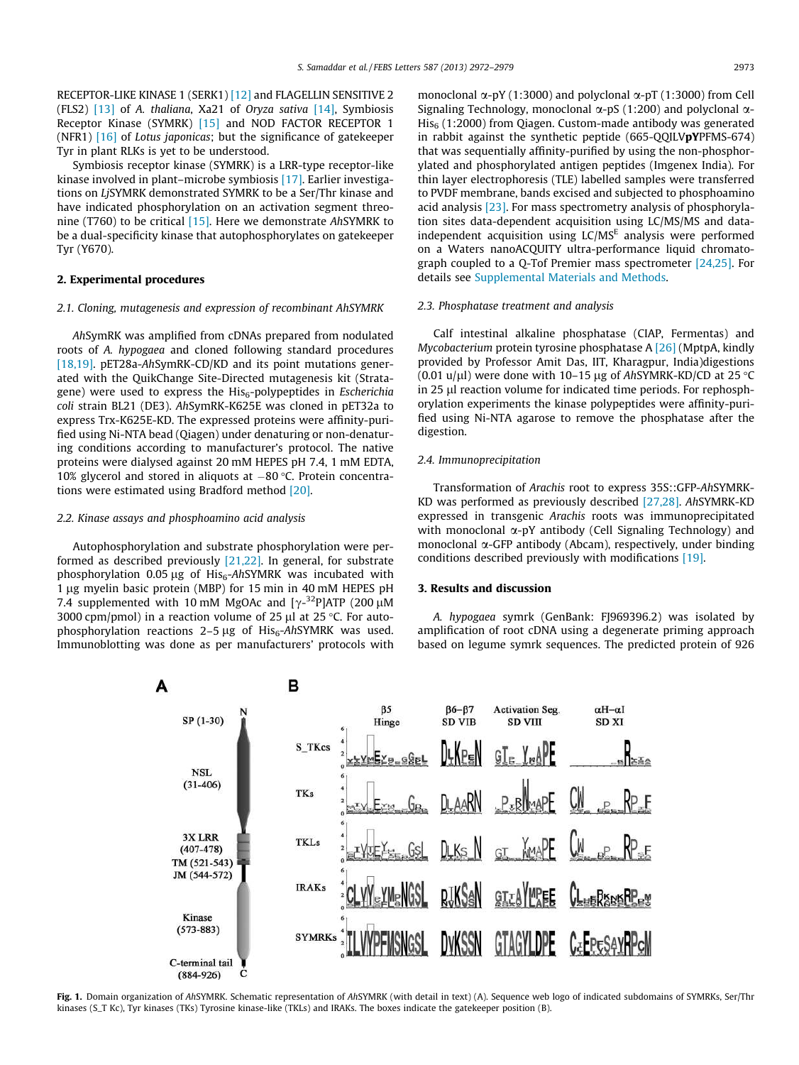RECEPTOR-LIKE KINASE 1 (SERK1) [12] and FLAGELLIN SENSITIVE 2 (FLS2) [13] of *A. thaliana*, Xa21 of *Oryza sativa* [14], Symbiosis Receptor Kinase (SYMRK) [15] and NOD FACTOR RECEPTOR 1 (NFR1) [16] of *Lotus japonicas*; but the significance of gatekeeper Tyr in plant RLKs is yet to be understood.

Symbiosis receptor kinase (SYMRK) is a LRR-type receptor-like kinase involved in plant–microbe symbiosis [17]. Earlier investigations on *Lj*SYMRK demonstrated SYMRK to be a Ser/Thr kinase and have indicated phosphorylation on an activation segment threonine (T760) to be critical [15]. Here we demonstrate *Ah*SYMRK to be a dual-specificity kinase that autophosphorylates on gatekeeper Tyr (Y670).

## 2. Experimental procedures

### 2.1. Cloning, mutagenesis and expression of recombinant AhSYMRK

*Ah*SymRK was amplified from cDNAs prepared from nodulated roots of *A. hypogaea* and cloned following standard procedures [18,19]. pET28a-*Ah*SymRK-CD/KD and its point mutations generated with the QuikChange Site-Directed mutagenesis kit (Stratagene) were used to express the $His_6$-polypeptides in *Escherichia coli* strain BL21 (DE3). *Ah*SymRK-K625E was cloned in pET32a to express Trx-K625E-KD. The expressed proteins were affinity-purified using Ni-NTA bead (Qiagen) under denaturing or non-denaturing conditions according to manufacturer's protocol. The native proteins were dialysed against 20 mM HEPES pH 7.4, 1 mM EDTA, 10% glycerol and stored in aliquots at −80 °C. Protein concentrations were estimated using Bradford method [20].

### 2.2. Kinase assays and phosphoamino acid analysis

Autophosphorylation and substrate phosphorylation were performed as described previously [21,22]. In general, for substrate phosphorylation 0.05 μg of $His_6$-*Ah*SYMRK was incubated with 1 μg myelin basic protein (MBP) for 15 min in 40 mM HEPES pH 7.4 supplemented with 10 mM MgOAc and [$\gamma$-$^{32}$P]ATP (200 μM 3000 cpm/pmol) in a reaction volume of 25 μl at 25 °C. For autophosphorylation reactions 2–5 μg of $His_6$-*Ah*SYMRK was used. Immunoblotting was done as per manufacturers' protocols with monoclonal α-pY (1:3000) and polyclonal α-pT (1:3000) from Cell Signaling Technology, monoclonal α-pS (1:200) and polyclonal α-$His_6$ (1:2000) from Qiagen. Custom-made antibody was generated in rabbit against the synthetic peptide (665-QQILV**pY**PFMS-674) that was sequentially affinity-purified by using the non-phosphorylated and phosphorylated antigen peptides (Imgenex India). For thin layer electrophoresis (TLE) labelled samples were transferred to PVDF membrane, bands excised and subjected to phosphoamino acid analysis [23]. For mass spectrometry analysis of phosphorylation sites data-dependent acquisition using LC/MS/MS and data-independent acquisition using LC/MS$^E$ analysis were performed on a Waters nanoACQUITY ultra-performance liquid chromatograph coupled to a Q-Tof Premier mass spectrometer [24,25]. For details see Supplemental Materials and Methods.

### 2.3. Phosphatase treatment and analysis

Calf intestinal alkaline phosphatase (CIAP, Fermentas) and *Mycobacterium* protein tyrosine phosphatase A [26] (MptpA, kindly provided by Professor Amit Das, IIT, Kharagpur, India)digestions (0.01 u/μl) were done with 10–15 μg of *Ah*SYMRK-KD/CD at 25 °C in 25 μl reaction volume for indicated time periods. For rephosphorylation experiments the kinase polypeptides were affinity-purified using Ni-NTA agarose to remove the phosphatase after the digestion.

### 2.4. Immunoprecipitation

Transformation of *Arachis* root to express 35S::GFP-*Ah*SYMRK-KD was performed as previously described [27,28]. *Ah*SYMRK-KD expressed in transgenic *Arachis* roots was immunoprecipitated with monoclonal α-pY antibody (Cell Signaling Technology) and monoclonal α-GFP antibody (Abcam), respectively, under binding conditions described previously with modifications [19].

## 3. Results and discussion

*A. hypogaea* symrk (GenBank: FJ969396.2) was isolated by amplification of root cDNA using a degenerate priming approach based on legume symrk sequences. The predicted protein of 926

**Fig. 1.** Domain organization of *Ah*SYMRK. Schematic representation of *Ah*SYMRK (with detail in text) (A). Sequence web logo of indicated subdomains of SYMRKs, Ser/Thr kinases (S_T Kc), Tyr kinases (TKs) Tyrosine kinase-like (TKLs) and IRAKs. The boxes indicate the gatekeeper position (B).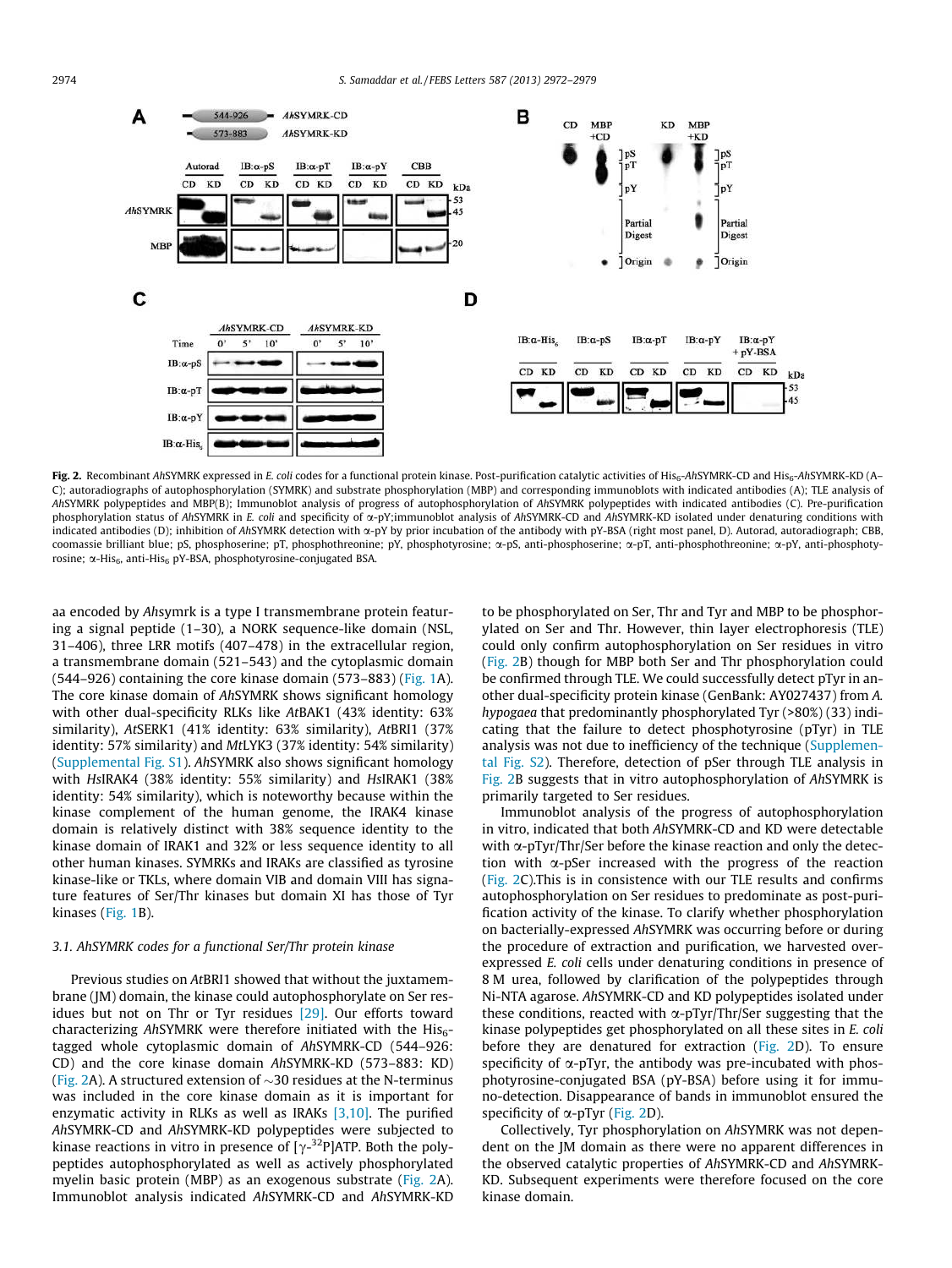**Fig. 2.** Recombinant *Ah*SYMRK expressed in *E. coli* codes for a functional protein kinase. Post-purification catalytic activities of His$_6$-*Ah*SYMRK-CD and His$_6$-*Ah*SYMRK-KD (A–C); autoradiographs of autophosphorylation (SYMRK) and substrate phosphorylation (MBP) and corresponding immunoblots with indicated antibodies (A); TLE analysis of *Ah*SYMRK polypeptides and MBP(B); Immunoblot analysis of progress of autophosphorylation of *Ah*SYMRK polypeptides with indicated antibodies (C). Pre-purification phosphorylation status of *Ah*SYMRK in *E. coli* and specificity of α-pY;immunoblot analysis of *Ah*SYMRK-CD and *Ah*SYMRK-KD isolated under denaturing conditions with indicated antibodies (D); inhibition of *Ah*SYMRK detection with α-pY by prior incubation of the antibody with pY-BSA (right most panel, D). Autorad, autoradiograph; CBB, coomassie brilliant blue; pS, phosphoserine; pT, phosphothreonine; pY, phosphotyrosine; α-pS, anti-phosphoserine; α-pT, anti-phosphothreonine; α-pY, anti-phosphotyrosine; α-His$_6$, anti-His$_6$ pY-BSA, phosphotyrosine-conjugated BSA.

aa encoded by *Ahsymrk* is a type I transmembrane protein featuring a signal peptide (1–30), a NORK sequence-like domain (NSL, 31–406), three LRR motifs (407–478) in the extracellular region, a transmembrane domain (521–543) and the cytoplasmic domain (544–926) containing the core kinase domain (573–883) (Fig. 1A). The core kinase domain of *Ah*SYMRK shows significant homology with other dual-specificity RLKs like *At*BAK1 (43% identity: 63% similarity), *At*SERK1 (41% identity: 63% similarity), *At*BRI1 (37% identity: 57% similarity) and *Mt*LYK3 (37% identity: 54% similarity) (Supplemental Fig. S1). *Ah*SYMRK also shows significant homology with *Hs*IRAK4 (38% identity: 55% similarity) and *Hs*IRAK1 (38% identity: 54% similarity), which is noteworthy because within the kinase complement of the human genome, the IRAK4 kinase domain is relatively distinct with 38% sequence identity to the kinase domain of IRAK1 and 32% or less sequence identity to all other human kinases. SYMRKs and IRAKs are classified as tyrosine kinase-like or TKLs, where domain VIB and domain VIII has signature features of Ser/Thr kinases but domain XI has those of Tyr kinases (Fig. 1B).

### 3.1. *Ah*SYMRK codes for a functional Ser/Thr protein kinase

Previous studies on *At*BRI1 showed that without the juxtamembrane (JM) domain, the kinase could autophosphorylate on Ser residues but not on Thr or Tyr residues [29]. Our efforts toward characterizing *Ah*SYMRK were therefore initiated with the His$_6$-tagged whole cytoplasmic domain of *Ah*SYMRK-CD (544–926: CD) and the core kinase domain *Ah*SYMRK-KD (573–883: KD) (Fig. 2A). A structured extension of ~30 residues at the N-terminus was included in the core kinase domain as it is important for enzymatic activity in RLKs as well as IRAKs [3,10]. The purified *Ah*SYMRK-CD and *Ah*SYMRK-KD polypeptides were subjected to kinase reactions in vitro in presence of [γ-$^{32}$P]ATP. Both the polypeptides got autophosphorylated as well as actively phosphorylated myelin basic protein (MBP) as an exogenous substrate (Fig. 2A). Immunoblot analysis indicated *Ah*SYMRK-CD and *Ah*SYMRK-KD to be phosphorylated on Ser, Thr and Tyr and MBP to be phosphorylated on Ser and Thr. However, thin layer electrophoresis (TLE) could only confirm autophosphorylation on Ser residues in vitro (Fig. 2B) though for MBP both Ser and Thr phosphorylation could be confirmed through TLE. We could successfully detect pTyr in another dual-specificity protein kinase (GenBank: AY027437) from *A. hypogaea* that predominantly phosphorylated Tyr (>80%) (33) indicating that the failure to detect phosphotyrosine (pTyr) in TLE analysis was not due to inefficiency of the technique (Supplemental Fig. S2). Therefore, detection of pSer through TLE analysis in Fig. 2B suggests that in vitro autophosphorylation of *Ah*SYMRK is primarily targeted to Ser residues.

Immunoblot analysis of the progress of autophosphorylation in vitro, indicated that both *Ah*SYMRK-CD and KD were detectable with α-pTyr/Thr/Ser before the kinase reaction and only the detection with α-pSer increased with the progress of the reaction (Fig. 2C).This is in consistence with our TLE results and confirms autophosphorylation on Ser residues to predominate as post-purification activity of the kinase. To clarify whether phosphorylation on bacterially-expressed *Ah*SYMRK was occurring before or during the procedure of extraction and purification, we harvested over-expressed *E. coli* cells under denaturing conditions in presence of 8 M urea, followed by clarification of the polypeptides through Ni-NTA agarose. *Ah*SYMRK-CD and KD polypeptides isolated under these conditions, reacted with α-pTyr/Thr/Ser suggesting that the kinase polypeptides get phosphorylated on all these sites in *E. coli* before they are denatured for extraction (Fig. 2D). To ensure specificity of α-pTyr, the antibody was pre-incubated with phosphotyrosine-conjugated BSA (pY-BSA) before using it for immuno-detection. Disappearance of bands in immunoblot ensured the specificity of α-pTyr (Fig. 2D).

Collectively, Tyr phosphorylation on *Ah*SYMRK was not dependent on the JM domain as there were no apparent differences in the observed catalytic properties of *Ah*SYMRK-CD and *Ah*SYMRK-KD. Subsequent experiments were therefore focused on the core kinase domain.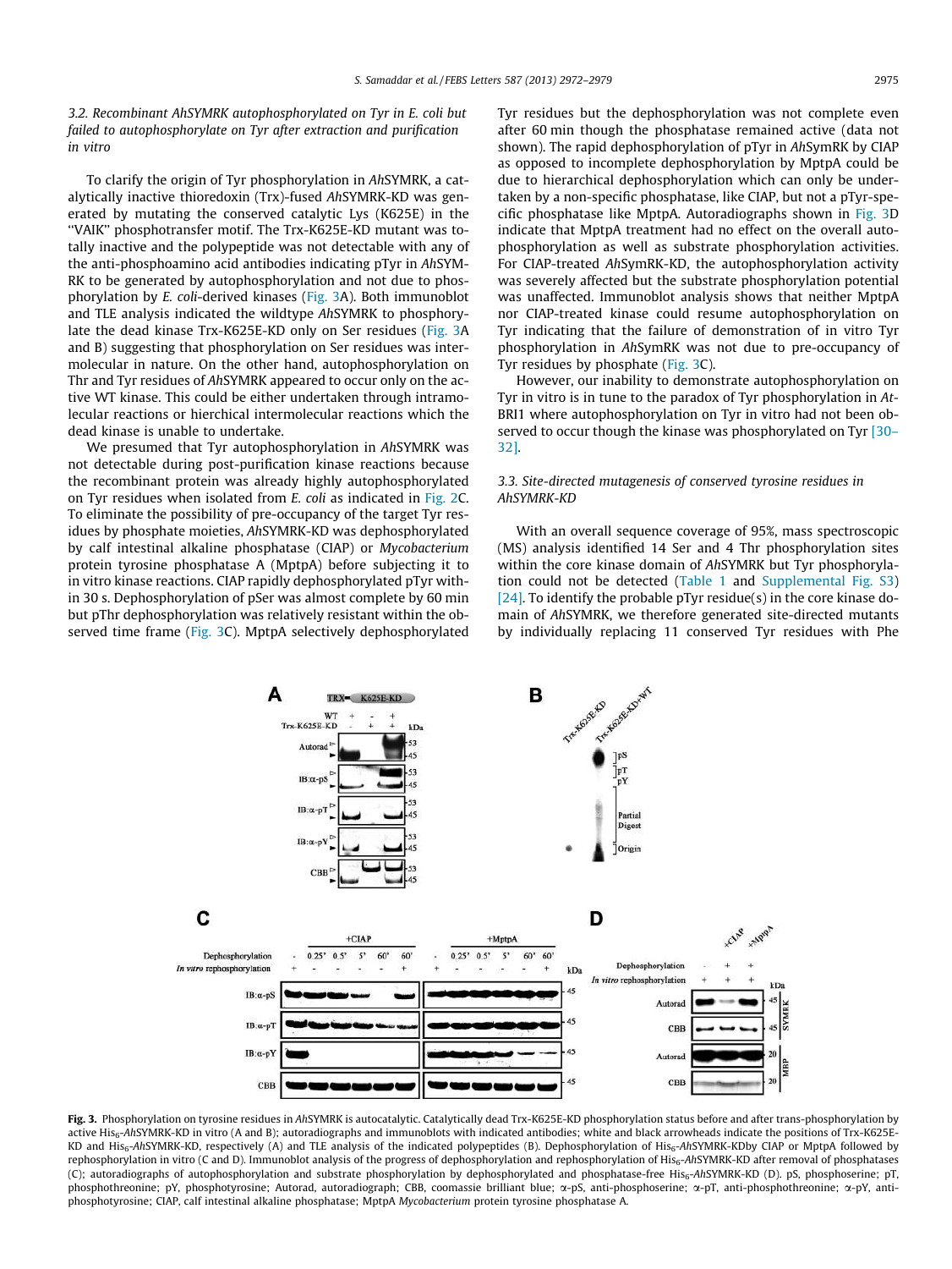### 3.2. Recombinant *Ah*SYMRK autophosphorylated on Tyr in *E. coli* but failed to autophosphorylate on Tyr after extraction and purification *in vitro*

To clarify the origin of Tyr phosphorylation in *Ah*SYMRK, a catalytically inactive thioredoxin (Trx)-fused *Ah*SYMRK-KD was generated by mutating the conserved catalytic Lys (K625E) in the "VAIK" phosphotransfer motif. The Trx-K625E-KD mutant was totally inactive and the polypeptide was not detectable with any of the anti-phosphoamino acid antibodies indicating pTyr in *Ah*SYMRK to be generated by autophosphorylation and not due to phosphorylation by *E. coli*-derived kinases (Fig. 3A). Both immunoblot and TLE analysis indicated the wildtype *Ah*SYMRK to phosphorylate the dead kinase Trx-K625E-KD only on Ser residues (Fig. 3A and B) suggesting that phosphorylation on Ser residues was intermolecular in nature. On the other hand, autophosphorylation on Thr and Tyr residues of *Ah*SYMRK appeared to occur only on the active WT kinase. This could be either undertaken through intramolecular reactions or hierchical intermolecular reactions which the dead kinase is unable to undertake.

We presumed that Tyr autophosphorylation in *Ah*SYMRK was not detectable during post-purification kinase reactions because the recombinant protein was already highly autophosphorylated on Tyr residues when isolated from *E. coli* as indicated in Fig. 2C. To eliminate the possibility of pre-occupancy of the target Tyr residues by phosphate moieties, *Ah*SYMRK-KD was dephosphorylated by calf intestinal alkaline phosphatase (CIAP) or *Mycobacterium* protein tyrosine phosphatase A (MptpA) before subjecting it to in vitro kinase reactions. CIAP rapidly dephosphorylated pTyr within 30 s. Dephosphorylation of pSer was almost complete by 60 min but pThr dephosphorylation was relatively resistant within the observed time frame (Fig. 3C). MptpA selectively dephosphorylated Tyr residues but the dephosphorylation was not complete even after 60 min though the phosphatase remained active (data not shown). The rapid dephosphorylation of pTyr in *Ah*SymRK by CIAP as opposed to incomplete dephosphorylation by MptpA could be due to hierarchical dephosphorylation which can only be undertaken by a non-specific phosphatase, like CIAP, but not a pTyr-specific phosphatase like MptpA. Autoradiographs shown in Fig. 3D indicate that MptpA treatment had no effect on the overall autophosphorylation as well as substrate phosphorylation activities. For CIAP-treated *Ah*SymRK-KD, the autophosphorylation activity was severely affected but the substrate phosphorylation potential was unaffected. Immunoblot analysis shows that neither MptpA nor CIAP-treated kinase could resume autophosphorylation on Tyr indicating that the failure of demonstration of in vitro Tyr phosphorylation in *Ah*SymRK was not due to pre-occupancy of Tyr residues by phosphate (Fig. 3C).

However, our inability to demonstrate autophosphorylation on Tyr in vitro is in tune to the paradox of Tyr phosphorylation in *At*-BRI1 where autophosphorylation on Tyr in vitro had not been observed to occur though the kinase was phosphorylated on Tyr [30–32].

### 3.3. Site-directed mutagenesis of conserved tyrosine residues in *Ah*SYMRK-KD

With an overall sequence coverage of 95%, mass spectroscopic (MS) analysis identified 14 Ser and 4 Thr phosphorylation sites within the core kinase domain of *Ah*SYMRK but Tyr phosphorylation could not be detected (Table 1 and Supplemental Fig. S3) [24]. To identify the probable pTyr residue(s) in the core kinase domain of *Ah*SYMRK, we therefore generated site-directed mutants by individually replacing 11 conserved Tyr residues with Phe

**Fig. 3.** Phosphorylation on tyrosine residues in *Ah*SYMRK is autocatalytic. Catalytically dead Trx-K625E-KD phosphorylation status before and after trans-phosphorylation by active His$_6$-*Ah*SYMRK-KD in vitro (A and B); autoradiographs and immunoblots with indicated antibodies; white and black arrowheads indicate the positions of Trx-K625E-KD and His$_6$-*Ah*SYMRK-KD, respectively (A) and TLE analysis of the indicated polypeptides (B). Dephosphorylation of His$_6$-*Ah*SYMRK-KDby CIAP or MptpA followed by rephosphorylation in vitro (C and D). Immunoblot analysis of the progress of dephosphorylation and rephosphorylation of His$_6$-*Ah*SYMRK-KD after removal of phosphatases (C); autoradiographs of autophosphorylation and substrate phosphorylation by dephosphorylated and phosphatase-free His$_6$-*Ah*SYMRK-KD (D). pS, phosphoserine; pT, phosphothreonine; pY, phosphotyrosine; Autorad, autoradiograph; CBB, coomassie brilliant blue; α-pS, anti-phosphoserine; α-pT, anti-phosphothreonine; α-pY, anti-phosphotyrosine; CIAP, calf intestinal alkaline phosphatase; MptpA *Mycobacterium* protein tyrosine phosphatase A.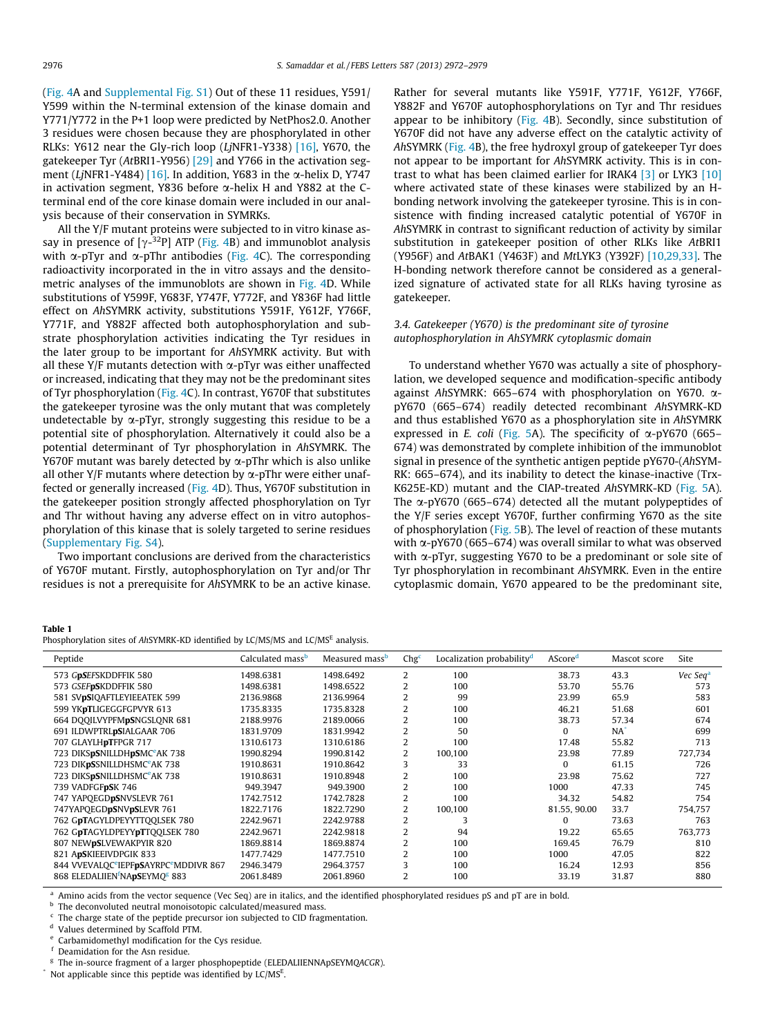(Fig. 4A and Supplemental Fig. S1) Out of these 11 residues, Y591/Y599 within the N-terminal extension of the kinase domain and Y771/Y772 in the P+1 loop were predicted by NetPhos2.0. Another 3 residues were chosen because they are phosphorylated in other RLKs: Y612 near the Gly-rich loop (*Lj*NFR1-Y338) [16], Y670, the gatekeeper Tyr (*At*BRI1-Y956) [29] and Y766 in the activation segment (*Lj*NFR1-Y484) [16]. In addition, Y683 in the α-helix D, Y747 in activation segment, Y836 before α-helix H and Y882 at the C-terminal end of the core kinase domain were included in our analysis because of their conservation in SYMRKs.

All the Y/F mutant proteins were subjected to in vitro kinase assay in presence of [γ-$^{32}$P] ATP (Fig. 4B) and immunoblot analysis with α-pTyr and α-pThr antibodies (Fig. 4C). The corresponding radioactivity incorporated in the in vitro assays and the densitometric analyses of the immunoblots are shown in Fig. 4D. While substitutions of Y599F, Y683F, Y747F, Y772F, and Y836F had little effect on *Ah*SYMRK activity, substitutions Y591F, Y612F, Y766F, Y771F, and Y882F affected both autophosphorylation and substrate phosphorylation activities indicating the Tyr residues in the later group to be important for *Ah*SYMRK activity. But with all these Y/F mutants detection with α-pTyr was either unaffected or increased, indicating that they may not be the predominant sites of Tyr phosphorylation (Fig. 4C). In contrast, Y670F that substitutes the gatekeeper tyrosine was the only mutant that was completely undetectable by α-pTyr, strongly suggesting this residue to be a potential site of phosphorylation. Alternatively it could also be a potential determinant of Tyr phosphorylation in *Ah*SYMRK. The Y670F mutant was barely detected by α-pThr which is also unlike all other Y/F mutants where detection by α-pThr were either unaffected or generally increased (Fig. 4D). Thus, Y670F substitution in the gatekeeper position strongly affected phosphorylation on Tyr and Thr without having any adverse effect on in vitro autophosphorylation of this kinase that is solely targeted to serine residues (Supplementary Fig. S4).

Two important conclusions are derived from the characteristics of Y670F mutant. Firstly, autophosphorylation on Tyr and/or Thr residues is not a prerequisite for *Ah*SYMRK to be an active kinase. Rather for several mutants like Y591F, Y771F, Y612F, Y766F, Y882F and Y670F autophosphorylations on Tyr and Thr residues appear to be inhibitory (Fig. 4B). Secondly, since substitution of Y670F did not have any adverse effect on the catalytic activity of *Ah*SYMRK (Fig. 4B), the free hydroxyl group of gatekeeper Tyr does not appear to be important for *Ah*SYMRK activity. This is in contrast to what has been claimed earlier for IRAK4 [3] or LYK3 [10] where activated state of these kinases were stabilized by an H-bonding network involving the gatekeeper tyrosine. This is in consistence with finding increased catalytic potential of Y670F in *Ah*SYMRK in contrast to significant reduction of activity by similar substitution in gatekeeper position of other RLKs like *At*BRI1 (Y956F) and *At*BAK1 (Y463F) and *Mt*LYK3 (Y392F) [10,29,33]. The H-bonding network therefore cannot be considered as a generalized signature of activated state for all RLKs having tyrosine as gatekeeper.

### 3.4. Gatekeeper (Y670) is the predominant site of tyrosine autophosphorylation in AhSYMRK cytoplasmic domain

To understand whether Y670 was actually a site of phosphorylation, we developed sequence and modification-specific antibody against *Ah*SYMRK: 665–674 with phosphorylation on Y670. α-pY670 (665–674) readily detected recombinant *Ah*SYMRK-KD and thus established Y670 as a phosphorylation site in *Ah*SYMRK expressed in *E. coli* (Fig. 5A). The specificity of α-pY670 (665–674) was demonstrated by complete inhibition of the immunoblot signal in presence of the synthetic antigen peptide pY670-(*Ah*SYMRK: 665–674), and its inability to detect the kinase-inactive (Trx-K625E-KD) mutant and the CIAP-treated *Ah*SYMRK-KD (Fig. 5A). The α-pY670 (665–674) detected all the mutant polypeptides of the Y/F series except Y670F, further confirming Y670 as the site of phosphorylation (Fig. 5B). The level of reaction of these mutants with α-pY670 (665–674) was overall similar to what was observed with α-pTyr, suggesting Y670 to be a predominant or sole site of Tyr phosphorylation in recombinant *Ah*SYMRK. Even in the entire cytoplasmic domain, Y670 appeared to be the predominant site,

**Table 1**
Phosphorylation sites of *Ah*SYMRK-KD identified by LC/MS/MS and LC/MS$^E$ analysis.

| Peptide | Calculated mass[b] | Measured mass[b] | Chg[c] | Localization probability[d] | AScore[d] | Mascot score | Site |
|---|---|---|---|---|---|---|---|
| 573 *G***pS***EF*SKDDFFIK 580 | 1498.6381 | 1498.6492 | 2 | 100 | 38.73 | 43.3 | *Vec Seq*[a] |
| 573 *GSEF***pS**KDDFFIK 580 | 1498.6381 | 1498.6522 | 2 | 100 | 53.70 | 55.76 | 573 |
| 581 SV**pS**IQAFTLEYIEEATEK 599 | 2136.9868 | 2136.9964 | 2 | 99 | 23.99 | 65.9 | 583 |
| 599 YK**pT**LIGEGGFGPVYR 613 | 1735.8335 | 1735.8328 | 2 | 100 | 46.21 | 51.68 | 601 |
| 664 DQQILVYPFM**pS**NGSLQNR 681 | 2188.9976 | 2189.0066 | 2 | 100 | 38.73 | 57.34 | 674 |
| 691 ILDWPTRL**pS**IALGAAR 706 | 1831.9709 | 1831.9942 | 2 | 50 | 0 | NA[*] | 699 |
| 707 GLAYLH**pT**FPGR 717 | 1310.6173 | 1310.6186 | 2 | 100 | 17.48 | 55.82 | 713 |
| 723 DIKS**pS**NILLDH**pS**MC[e]AK 738 | 1990.8294 | 1990.8142 | 2 | 100,100 | 23.98 | 77.89 | 727,734 |
| 723 DIK**pS**SNILLDHSMC[e]AK 738 | 1910.8631 | 1910.8642 | 3 | 33 | 0 | 61.15 | 726 |
| 723 DIKS**pS**NILLDHSMC[e]AK 738 | 1910.8631 | 1910.8948 | 2 | 100 | 23.98 | 75.62 | 727 |
| 739 VADFGF**pS**K 746 | 949.3947 | 949.3900 | 2 | 100 | 1000 | 47.33 | 745 |
| 747 YAPQEGD**pS**NVSLEVR 761 | 1742.7512 | 1742.7828 | 2 | 100 | 34.32 | 54.82 | 754 |
| 747YAPQEGD**pS**NV**pS**LEVR 761 | 1822.7176 | 1822.7290 | 2 | 100,100 | 81.55, 90.00 | 33.7 | 754,757 |
| 762 G**pT**AGYLDPEYYTTQQLSEK 780 | 2242.9671 | 2242.9788 | 2 | 3 | 0 | 73.63 | 763 |
| 762 G**pT**AGYLDPEYY**pT**TQQLSEK 780 | 2242.9671 | 2242.9818 | 2 | 94 | 19.22 | 65.65 | 763,773 |
| 807 NEW**pS**LVEWAKPYIR 820 | 1869.8814 | 1869.8874 | 2 | 100 | 169.45 | 76.79 | 810 |
| 821 A**pS**KIEEIVDPGIK 833 | 1477.7429 | 1477.7510 | 2 | 100 | 1000 | 47.05 | 822 |
| 844 VVEVALQC[e]IEPF**pS**AYRPC[e]MDDIVR 867 | 2946.3479 | 2964.3757 | 3 | 100 | 16.24 | 12.93 | 856 |
| 868 ELEDALIIEN[f]NA**pS**EYMQ[g] 883 | 2061.8489 | 2061.8960 | 2 | 100 | 33.19 | 31.87 | 880 |

[a] Amino acids from the vector sequence (Vec Seq) are in italics, and the identified phosphorylated residues pS and pT are in bold.
[b] The deconvoluted neutral monoisotopic calculated/measured mass.
[c] The charge state of the peptide precursor ion subjected to CID fragmentation.
[d] Values determined by Scaffold PTM.
[e] Carbamidomethyl modification for the Cys residue.
[f] Deamidation for the Asn residue.
[g] The in-source fragment of a larger phosphopeptide (ELEDALIIENNApSEYMQ*ACGR*).
[*] Not applicable since this peptide was identified by LC/MS$^E$.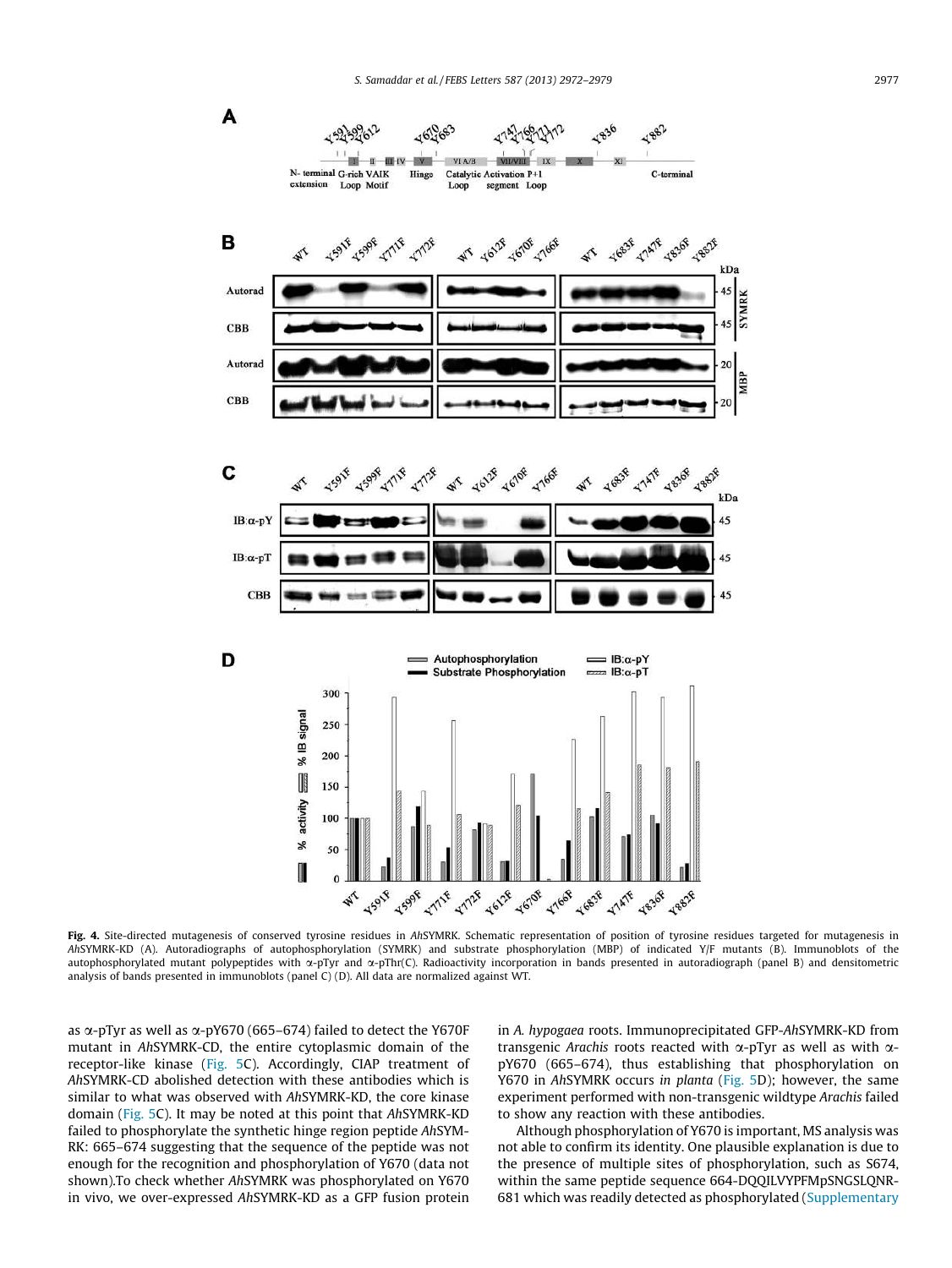**Fig. 4.** Site-directed mutagenesis of conserved tyrosine residues in *Ah*SYMRK. Schematic representation of position of tyrosine residues targeted for mutagenesis in *Ah*SYMRK-KD (A). Autoradiographs of autophosphorylation (SYMRK) and substrate phosphorylation (MBP) of indicated Y/F mutants (B). Immunoblots of the autophosphorylated mutant polypeptides with α-pTyr and α-pThr(C). Radioactivity incorporation in bands presented in autoradiograph (panel B) and densitometric analysis of bands presented in immunoblots (panel C) (D). All data are normalized against WT.

as α-pTyr as well as α-pY670 (665–674) failed to detect the Y670F mutant in *Ah*SYMRK-CD, the entire cytoplasmic domain of the receptor-like kinase (Fig. 5C). Accordingly, CIAP treatment of *Ah*SYMRK-CD abolished detection with these antibodies which is similar to what was observed with *Ah*SYMRK-KD, the core kinase domain (Fig. 5C). It may be noted at this point that *Ah*SYMRK-KD failed to phosphorylate the synthetic hinge region peptide *Ah*SYMRK: 665–674 suggesting that the sequence of the peptide was not enough for the recognition and phosphorylation of Y670 (data not shown).To check whether *Ah*SYMRK was phosphorylated on Y670 in vivo, we over-expressed *Ah*SYMRK-KD as a GFP fusion protein in *A. hypogaea* roots. Immunoprecipitated GFP-*Ah*SYMRK-KD from transgenic *Arachis* roots reacted with α-pTyr as well as with α-pY670 (665–674), thus establishing that phosphorylation on Y670 in *Ah*SYMRK occurs *in planta* (Fig. 5D); however, the same experiment performed with non-transgenic wildtype *Arachis* failed to show any reaction with these antibodies.

Although phosphorylation of Y670 is important, MS analysis was not able to confirm its identity. One plausible explanation is due to the presence of multiple sites of phosphorylation, such as S674, within the same peptide sequence 664-DQQILVYPFMpSNGSLQNR-681 which was readily detected as phosphorylated (Supplementary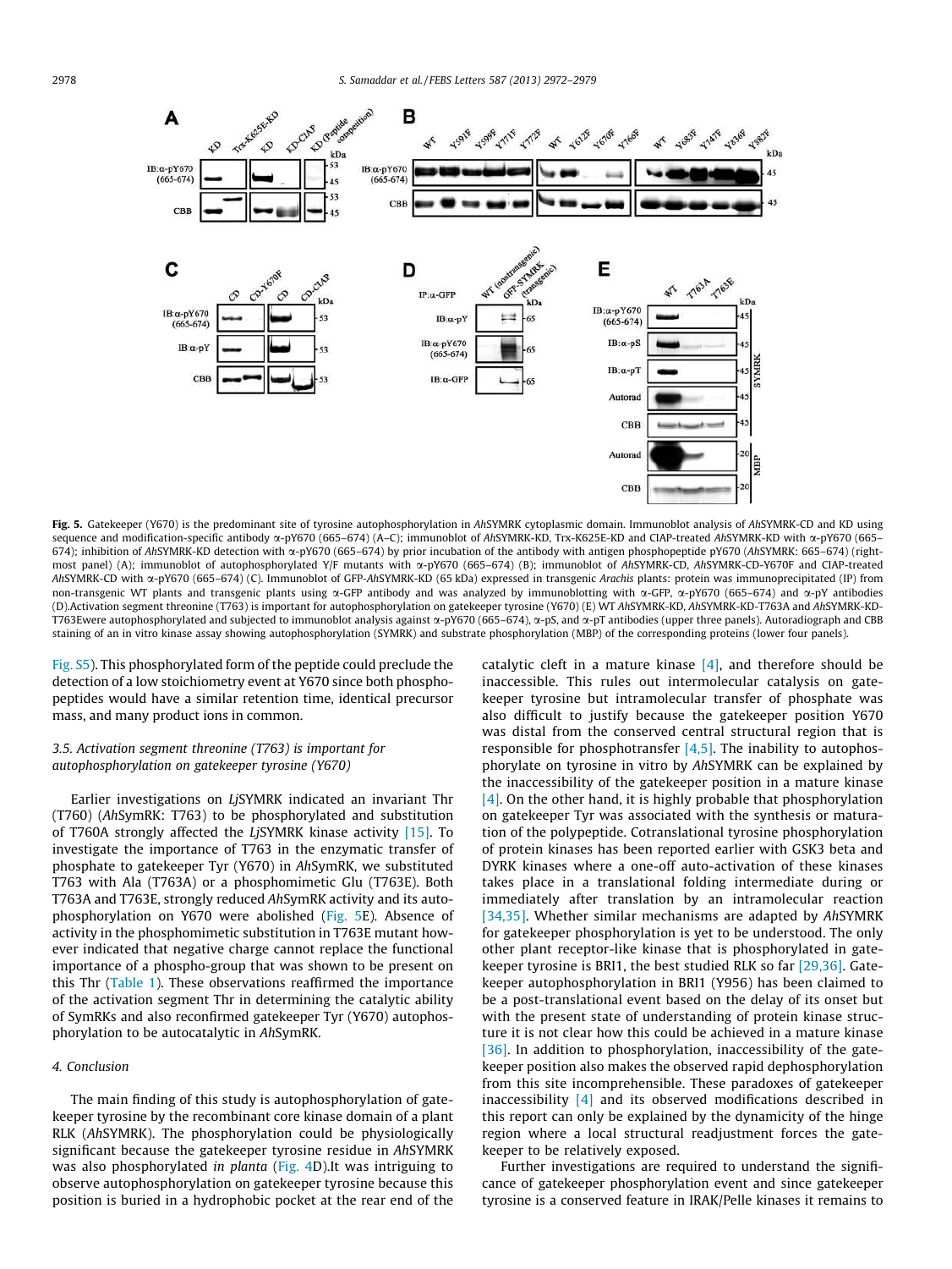**Fig. 5.** Gatekeeper (Y670) is the predominant site of tyrosine autophosphorylation in *Ah*SYMRK cytoplasmic domain. Immunoblot analysis of *Ah*SYMRK-CD and KD using sequence and modification-specific antibody α-pY670 (665–674) (A–C); immunoblot of *Ah*SYMRK-KD, Trx-K625E-KD and CIAP-treated *Ah*SYMRK-KD with α-pY670 (665–674); inhibition of *Ah*SYMRK-KD detection with α-pY670 (665–674) by prior incubation of the antibody with antigen phosphopeptide pY670 (*Ah*SYMRK: 665–674) (right-most panel) (A); immunoblot of autophosphorylated Y/F mutants with α-pY670 (665–674) (B); immunoblot of *Ah*SYMRK-CD, *Ah*SYMRK-CD-Y670F and CIAP-treated *Ah*SYMRK-CD with α-pY670 (665–674) (C). Immunoblot of GFP-*Ah*SYMRK-KD (65 kDa) expressed in transgenic *Arachis* plants: protein was immunoprecipitated (IP) from non-transgenic WT plants and transgenic plants using α-GFP antibody and was analyzed by immunoblotting with α-GFP, α-pY670 (665–674) and α-pY antibodies (D).Activation segment threonine (T763) is important for autophosphorylation on gatekeeper tyrosine (Y670) (E) WT *Ah*SYMRK-KD, *Ah*SYMRK-KD-T763A and *Ah*SYMRK-KD-T763Ewere autophosphorylated and subjected to immunoblot analysis against α-pY670 (665–674), α-pS, and α-pT antibodies (upper three panels). Autoradiograph and CBB staining of an in vitro kinase assay showing autophosphorylation (SYMRK) and substrate phosphorylation (MBP) of the corresponding proteins (lower four panels).

Fig. S5). This phosphorylated form of the peptide could preclude the detection of a low stoichiometry event at Y670 since both phosphopeptides would have a similar retention time, identical precursor mass, and many product ions in common.

### 3.5. Activation segment threonine (T763) is important for autophosphorylation on gatekeeper tyrosine (Y670)

Earlier investigations on *Lj*SYMRK indicated an invariant Thr (T760) (*Ah*SymRK: T763) to be phosphorylated and substitution of T760A strongly affected the *Lj*SYMRK kinase activity [15]. To investigate the importance of T763 in the enzymatic transfer of phosphate to gatekeeper Tyr (Y670) in *Ah*SymRK, we substituted T763 with Ala (T763A) or a phosphomimetic Glu (T763E). Both T763A and T763E, strongly reduced *Ah*SymRK activity and its autophosphorylation on Y670 were abolished (Fig. 5E). Absence of activity in the phosphomimetic substitution in T763E mutant however indicated that negative charge cannot replace the functional importance of a phospho-group that was shown to be present on this Thr (Table 1). These observations reaffirmed the importance of the activation segment Thr in determining the catalytic ability of SymRKs and also reconfirmed gatekeeper Tyr (Y670) autophosphorylation to be autocatalytic in *Ah*SymRK.

## 4. Conclusion

The main finding of this study is autophosphorylation of gatekeeper tyrosine by the recombinant core kinase domain of a plant RLK (*Ah*SYMRK). The phosphorylation could be physiologically significant because the gatekeeper tyrosine residue in *Ah*SYMRK was also phosphorylated *in planta* (Fig. 4D).It was intriguing to observe autophosphorylation on gatekeeper tyrosine because this position is buried in a hydrophobic pocket at the rear end of the catalytic cleft in a mature kinase [4], and therefore should be inaccessible. This rules out intermolecular catalysis on gatekeeper tyrosine but intramolecular transfer of phosphate was also difficult to justify because the gatekeeper position Y670 was distal from the conserved central structural region that is responsible for phosphotransfer [4,5]. The inability to autophosphorylate on tyrosine in vitro by *Ah*SYMRK can be explained by the inaccessibility of the gatekeeper position in a mature kinase [4]. On the other hand, it is highly probable that phosphorylation on gatekeeper Tyr was associated with the synthesis or maturation of the polypeptide. Cotranslational tyrosine phosphorylation of protein kinases has been reported earlier with GSK3 beta and DYRK kinases where a one-off auto-activation of these kinases takes place in a translational folding intermediate during or immediately after translation by an intramolecular reaction [34,35]. Whether similar mechanisms are adapted by *Ah*SYMRK for gatekeeper phosphorylation is yet to be understood. The only other plant receptor-like kinase that is phosphorylated in gatekeeper tyrosine is BRI1, the best studied RLK so far [29,36]. Gatekeeper autophosphorylation in BRI1 (Y956) has been claimed to be a post-translational event based on the delay of its onset but with the present state of understanding of protein kinase structure it is not clear how this could be achieved in a mature kinase [36]. In addition to phosphorylation, inaccessibility of the gatekeeper position also makes the observed rapid dephosphorylation from this site incomprehensible. These paradoxes of gatekeeper inaccessibility [4] and its observed modifications described in this report can only be explained by the dynamicity of the hinge region where a local structural readjustment forces the gatekeeper to be relatively exposed.

Further investigations are required to understand the significance of gatekeeper phosphorylation event and since gatekeeper tyrosine is a conserved feature in IRAK/Pelle kinases it remains to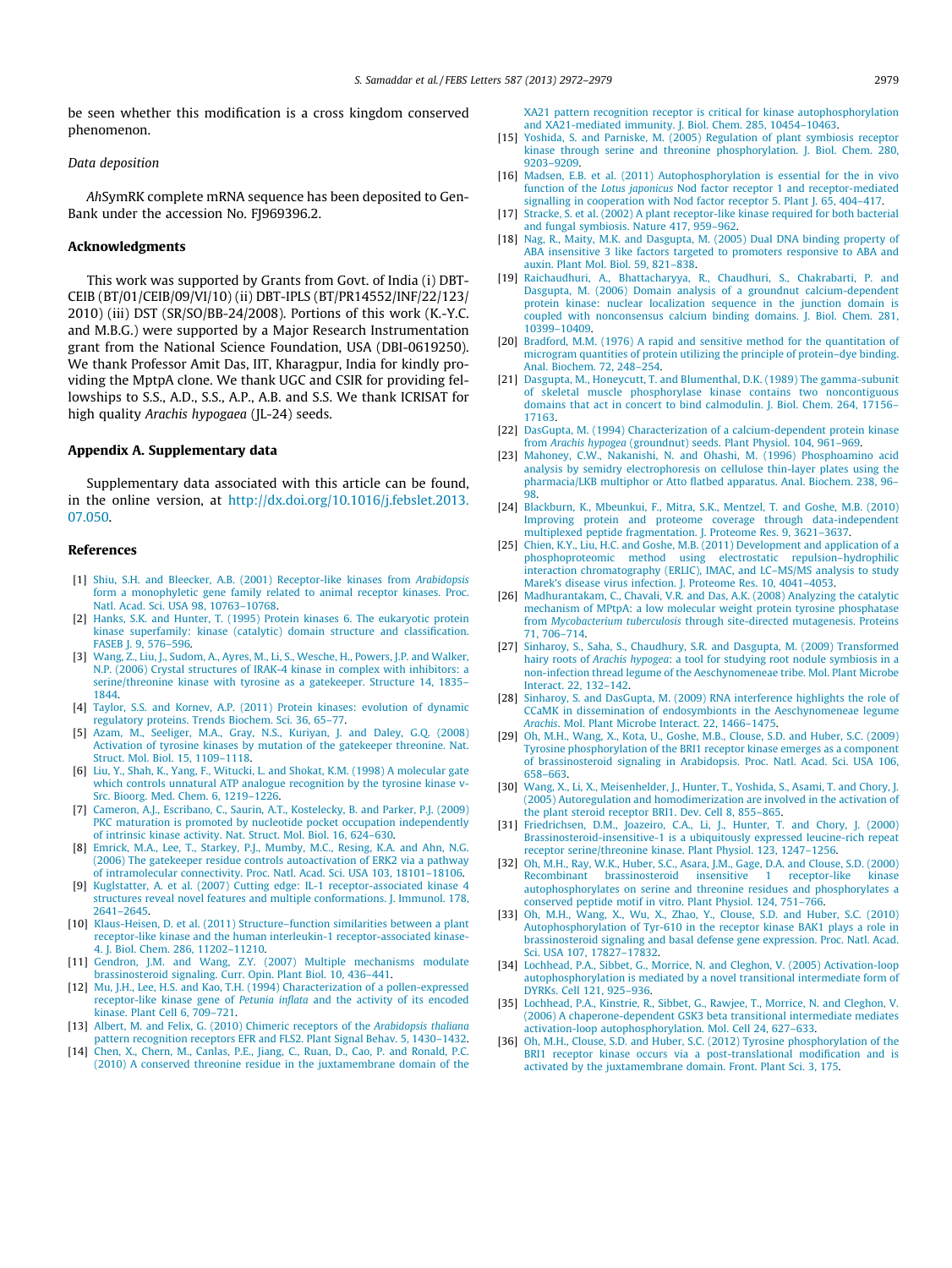be seen whether this modification is a cross kingdom conserved phenomenon.

*Data deposition*

*Ah*SymRK complete mRNA sequence has been deposited to GenBank under the accession No. FJ969396.2.

## Acknowledgments

This work was supported by Grants from Govt. of India (i) DBT-CEIB (BT/01/CEIB/09/VI/10) (ii) DBT-IPLS (BT/PR14552/INF/22/123/2010) (iii) DST (SR/SO/BB-24/2008). Portions of this work (K.-Y.C. and M.B.G.) were supported by a Major Research Instrumentation grant from the National Science Foundation, USA (DBI-0619250). We thank Professor Amit Das, IIT, Kharagpur, India for kindly providing the MptpA clone. We thank UGC and CSIR for providing fellowships to S.S., A.D., S.S., A.P., A.B. and S.S. We thank ICRISAT for high quality *Arachis hypogaea* (JL-24) seeds.

## Appendix A. Supplementary data

Supplementary data associated with this article can be found, in the online version, at http://dx.doi.org/10.1016/j.febslet.2013.07.050.

## References

[1] Shiu, S.H. and Bleecker, A.B. (2001) Receptor-like kinases from *Arabidopsis* form a monophyletic gene family related to animal receptor kinases. Proc. Natl. Acad. Sci. USA 98, 10763–10768.

[2] Hanks, S.K. and Hunter, T. (1995) Protein kinases 6. The eukaryotic protein kinase superfamily: kinase (catalytic) domain structure and classification. FASEB J. 9, 576–596.

[3] Wang, Z., Liu, J., Sudom, A., Ayres, M., Li, S., Wesche, H., Powers, J.P. and Walker, N.P. (2006) Crystal structures of IRAK-4 kinase in complex with inhibitors: a serine/threonine kinase with tyrosine as a gatekeeper. Structure 14, 1835–1844.

[4] Taylor, S.S. and Kornev, A.P. (2011) Protein kinases: evolution of dynamic regulatory proteins. Trends Biochem. Sci. 36, 65–77.

[5] Azam, M., Seeliger, M.A., Gray, N.S., Kuriyan, J. and Daley, G.Q. (2008) Activation of tyrosine kinases by mutation of the gatekeeper threonine. Nat. Struct. Mol. Biol. 15, 1109–1118.

[6] Liu, Y., Shah, K., Yang, F., Witucki, L. and Shokat, K.M. (1998) A molecular gate which controls unnatural ATP analogue recognition by the tyrosine kinase v-Src. Bioorg. Med. Chem. 6, 1219–1226.

[7] Cameron, A.J., Escribano, C., Saurin, A.T., Kostelecky, B. and Parker, P.J. (2009) PKC maturation is promoted by nucleotide pocket occupation independently of intrinsic kinase activity. Nat. Struct. Mol. Biol. 16, 624–630.

[8] Emrick, M.A., Lee, T., Starkey, P.J., Mumby, M.C., Resing, K.A. and Ahn, N.G. (2006) The gatekeeper residue controls autoactivation of ERK2 via a pathway of intramolecular connectivity. Proc. Natl. Acad. Sci. USA 103, 18101–18106.

[9] Kuglstatter, A. et al. (2007) Cutting edge: IL-1 receptor-associated kinase 4 structures reveal novel features and multiple conformations. J. Immunol. 178, 2641–2645.

[10] Klaus-Heisen, D. et al. (2011) Structure–function similarities between a plant receptor-like kinase and the human interleukin-1 receptor-associated kinase-4. J. Biol. Chem. 286, 11202–11210.

[11] Gendron, J.M. and Wang, Z.Y. (2007) Multiple mechanisms modulate brassinosteroid signaling. Curr. Opin. Plant Biol. 10, 436–441.

[12] Mu, J.H., Lee, H.S. and Kao, T.H. (1994) Characterization of a pollen-expressed receptor-like kinase gene of *Petunia inflata* and the activity of its encoded kinase. Plant Cell 6, 709–721.

[13] Albert, M. and Felix, G. (2010) Chimeric receptors of the *Arabidopsis thaliana* pattern recognition receptors EFR and FLS2. Plant Signal Behav. 5, 1430–1432.

[14] Chen, X., Chern, M., Canlas, P.E., Jiang, C., Ruan, D., Cao, P. and Ronald, P.C. (2010) A conserved threonine residue in the juxtamembrane domain of the XA21 pattern recognition receptor is critical for kinase autophosphorylation and XA21-mediated immunity. J. Biol. Chem. 285, 10454–10463.

[15] Yoshida, S. and Parniske, M. (2005) Regulation of plant symbiosis receptor kinase through serine and threonine phosphorylation. J. Biol. Chem. 280, 9203–9209.

[16] Madsen, E.B. et al. (2011) Autophosphorylation is essential for the in vivo function of the *Lotus japonicus* Nod factor receptor 1 and receptor-mediated signalling in cooperation with Nod factor receptor 5. Plant J. 65, 404–417.

[17] Stracke, S. et al. (2002) A plant receptor-like kinase required for both bacterial and fungal symbiosis. Nature 417, 959–962.

[18] Nag, R., Maity, M.K. and Dasgupta, M. (2005) Dual DNA binding property of ABA insensitive 3 like factors targeted to promoters responsive to ABA and auxin. Plant Mol. Biol. 59, 821–838.

[19] Raichaudhuri, A., Bhattacharyya, R., Chaudhuri, S., Chakrabarti, P. and Dasgupta, M. (2006) Domain analysis of a groundnut calcium-dependent protein kinase: nuclear localization sequence in the junction domain is coupled with nonconsensus calcium binding domains. J. Biol. Chem. 281, 10399–10409.

[20] Bradford, M.M. (1976) A rapid and sensitive method for the quantitation of microgram quantities of protein utilizing the principle of protein–dye binding. Anal. Biochem. 72, 248–254.

[21] Dasgupta, M., Honeycutt, T. and Blumenthal, D.K. (1989) The gamma-subunit of skeletal muscle phosphorylase kinase contains two noncontiguous domains that act in concert to bind calmodulin. J. Biol. Chem. 264, 17156–17163.

[22] DasGupta, M. (1994) Characterization of a calcium-dependent protein kinase from *Arachis hypogea* (groundnut) seeds. Plant Physiol. 104, 961–969.

[23] Mahoney, C.W., Nakanishi, N. and Ohashi, M. (1996) Phosphoamino acid analysis by semidry electrophoresis on cellulose thin-layer plates using the pharmacia/LKB multiphor or Atto flatbed apparatus. Anal. Biochem. 238, 96–98.

[24] Blackburn, K., Mbeunkui, F., Mitra, S.K., Mentzel, T. and Goshe, M.B. (2010) Improving protein and proteome coverage through data-independent multiplexed peptide fragmentation. J. Proteome Res. 9, 3621–3637.

[25] Chien, K.Y., Liu, H.C. and Goshe, M.B. (2011) Development and application of a phosphoproteomic method using electrostatic repulsion–hydrophilic interaction chromatography (ERLIC), IMAC, and LC–MS/MS analysis to study Marek's disease virus infection. J. Proteome Res. 10, 4041–4053.

[26] Madhurantakam, C., Chavali, V.R. and Das, A.K. (2008) Analyzing the catalytic mechanism of MPtpA: a low molecular weight protein tyrosine phosphatase from *Mycobacterium tuberculosis* through site-directed mutagenesis. Proteins 71, 706–714.

[27] Sinharoy, S., Saha, S., Chaudhury, S.R. and Dasgupta, M. (2009) Transformed hairy roots of *Arachis hypogea*: a tool for studying root nodule symbiosis in a non-infection thread legume of the Aeschynomeneae tribe. Mol. Plant Microbe Interact. 22, 132–142.

[28] Sinharoy, S. and DasGupta, M. (2009) RNA interference highlights the role of CCaMK in dissemination of endosymbionts in the Aeschynomeneae legume *Arachis*. Mol. Plant Microbe Interact. 22, 1466–1475.

[29] Oh, M.H., Wang, X., Kota, U., Goshe, M.B., Clouse, S.D. and Huber, S.C. (2009) Tyrosine phosphorylation of the BRI1 receptor kinase emerges as a component of brassinosteroid signaling in Arabidopsis. Proc. Natl. Acad. Sci. USA 106, 658–663.

[30] Wang, X., Li, X., Meisenhelder, J., Hunter, T., Yoshida, S., Asami, T. and Chory, J. (2005) Autoregulation and homodimerization are involved in the activation of the plant steroid receptor BRI1. Dev. Cell 8, 855–865.

[31] Friedrichsen, D.M., Joazeiro, C.A., Li, J., Hunter, T. and Chory, J. (2000) Brassinosteroid-insensitive-1 is a ubiquitously expressed leucine-rich repeat receptor serine/threonine kinase. Plant Physiol. 123, 1247–1256.

[32] Oh, M.H., Ray, W.K., Huber, S.C., Asara, J.M., Gage, D.A. and Clouse, S.D. (2000) Recombinant brassinosteroid insensitive 1 receptor-like kinase autophosphorylates on serine and threonine residues and phosphorylates a conserved peptide motif in vitro. Plant Physiol. 124, 751–766.

[33] Oh, M.H., Wang, X., Wu, X., Zhao, Y., Clouse, S.D. and Huber, S.C. (2010) Autophosphorylation of Tyr-610 in the receptor kinase BAK1 plays a role in brassinosteroid signaling and basal defense gene expression. Proc. Natl. Acad. Sci. USA 107, 17827–17832.

[34] Lochhead, P.A., Sibbet, G., Morrice, N. and Cleghon, V. (2005) Activation-loop autophosphorylation is mediated by a novel transitional intermediate form of DYRKs. Cell 121, 925–936.

[35] Lochhead, P.A., Kinstrie, R., Sibbet, G., Rawjee, T., Morrice, N. and Cleghon, V. (2006) A chaperone-dependent GSK3 beta transitional intermediate mediates activation-loop autophosphorylation. Mol. Cell 24, 627–633.

[36] Oh, M.H., Clouse, S.D. and Huber, S.C. (2012) Tyrosine phosphorylation of the BRI1 receptor kinase occurs via a post-translational modification and is activated by the juxtamembrane domain. Front. Plant Sci. 3, 175.